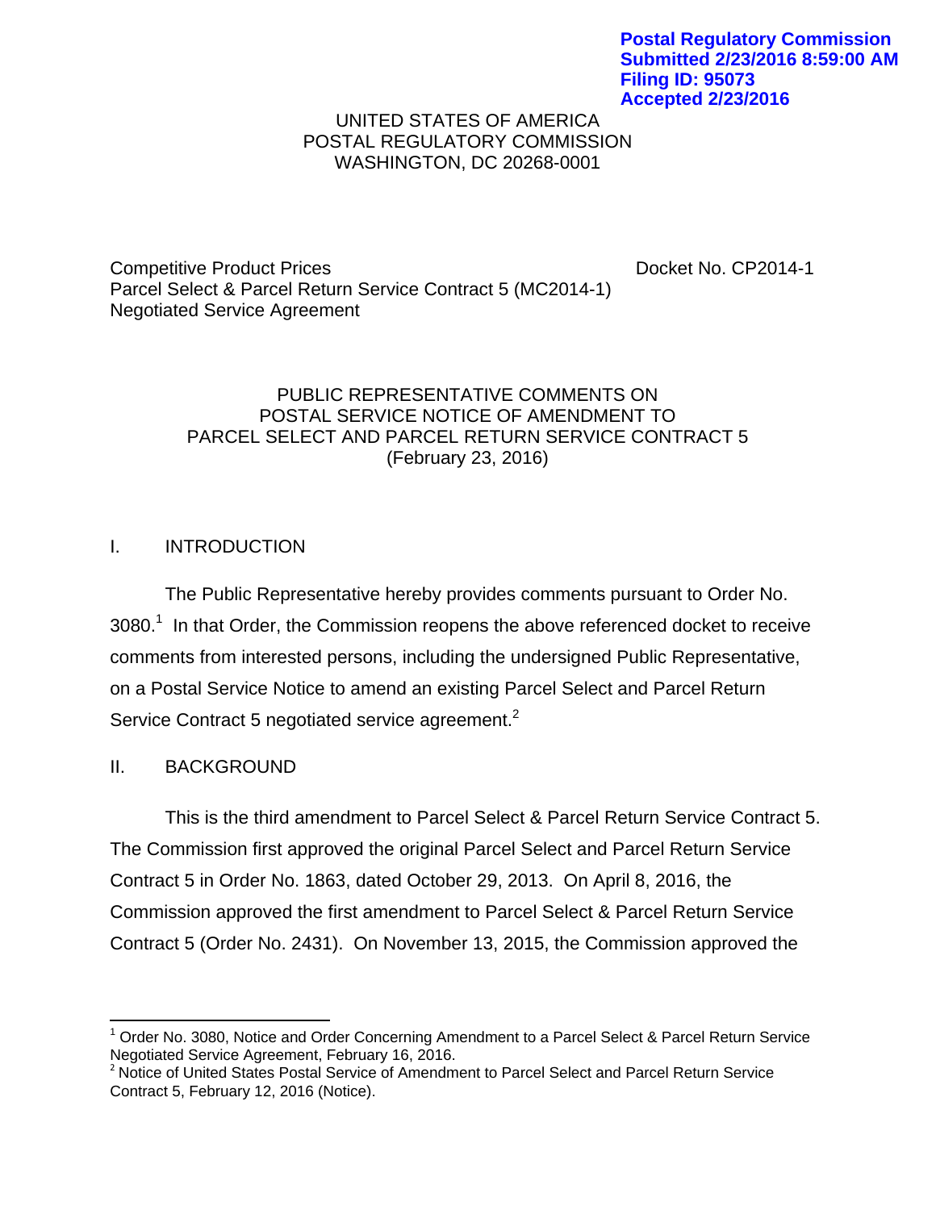**Postal Regulatory Commission**
**Submitted 2/23/2016 8:59:00 AM**
**Filing ID: 95073**
**Accepted 2/23/2016**

UNITED STATES OF AMERICA
POSTAL REGULATORY COMMISSION
WASHINGTON, DC 20268-0001

Competitive Product Prices
Parcel Select & Parcel Return Service Contract 5 (MC2014-1)
Negotiated Service Agreement

Docket No. CP2014-1

PUBLIC REPRESENTATIVE COMMENTS ON
POSTAL SERVICE NOTICE OF AMENDMENT TO
PARCEL SELECT AND PARCEL RETURN SERVICE CONTRACT 5
(February 23, 2016)

## I. INTRODUCTION

The Public Representative hereby provides comments pursuant to Order No. 3080.[1] In that Order, the Commission reopens the above referenced docket to receive comments from interested persons, including the undersigned Public Representative, on a Postal Service Notice to amend an existing Parcel Select and Parcel Return Service Contract 5 negotiated service agreement.[2]

## II. BACKGROUND

This is the third amendment to Parcel Select & Parcel Return Service Contract 5. The Commission first approved the original Parcel Select and Parcel Return Service Contract 5 in Order No. 1863, dated October 29, 2013. On April 8, 2016, the Commission approved the first amendment to Parcel Select & Parcel Return Service Contract 5 (Order No. 2431). On November 13, 2015, the Commission approved the

---

[1] Order No. 3080, Notice and Order Concerning Amendment to a Parcel Select & Parcel Return Service Negotiated Service Agreement, February 16, 2016.

[2] Notice of United States Postal Service of Amendment to Parcel Select and Parcel Return Service Contract 5, February 12, 2016 (Notice).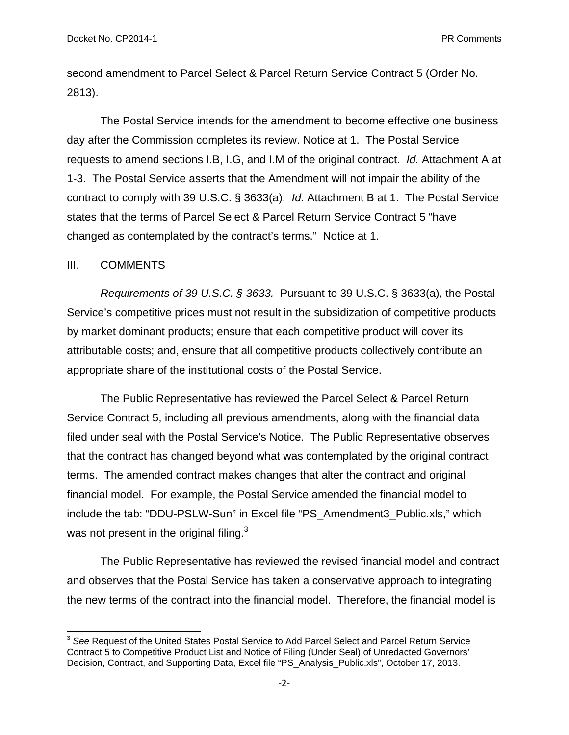second amendment to Parcel Select & Parcel Return Service Contract 5 (Order No. 2813).

The Postal Service intends for the amendment to become effective one business day after the Commission completes its review. Notice at 1. The Postal Service requests to amend sections I.B, I.G, and I.M of the original contract. *Id.* Attachment A at 1-3. The Postal Service asserts that the Amendment will not impair the ability of the contract to comply with 39 U.S.C. § 3633(a). *Id.* Attachment B at 1. The Postal Service states that the terms of Parcel Select & Parcel Return Service Contract 5 "have changed as contemplated by the contract's terms." Notice at 1.

## III. COMMENTS

*Requirements of 39 U.S.C. § 3633.* Pursuant to 39 U.S.C. § 3633(a), the Postal Service's competitive prices must not result in the subsidization of competitive products by market dominant products; ensure that each competitive product will cover its attributable costs; and, ensure that all competitive products collectively contribute an appropriate share of the institutional costs of the Postal Service.

The Public Representative has reviewed the Parcel Select & Parcel Return Service Contract 5, including all previous amendments, along with the financial data filed under seal with the Postal Service's Notice. The Public Representative observes that the contract has changed beyond what was contemplated by the original contract terms. The amended contract makes changes that alter the contract and original financial model. For example, the Postal Service amended the financial model to include the tab: "DDU-PSLW-Sun" in Excel file "PS_Amendment3_Public.xls," which was not present in the original filing.[3]

The Public Representative has reviewed the revised financial model and contract and observes that the Postal Service has taken a conservative approach to integrating the new terms of the contract into the financial model. Therefore, the financial model is

[3] *See* Request of the United States Postal Service to Add Parcel Select and Parcel Return Service Contract 5 to Competitive Product List and Notice of Filing (Under Seal) of Unredacted Governors' Decision, Contract, and Supporting Data, Excel file "PS_Analysis_Public.xls", October 17, 2013.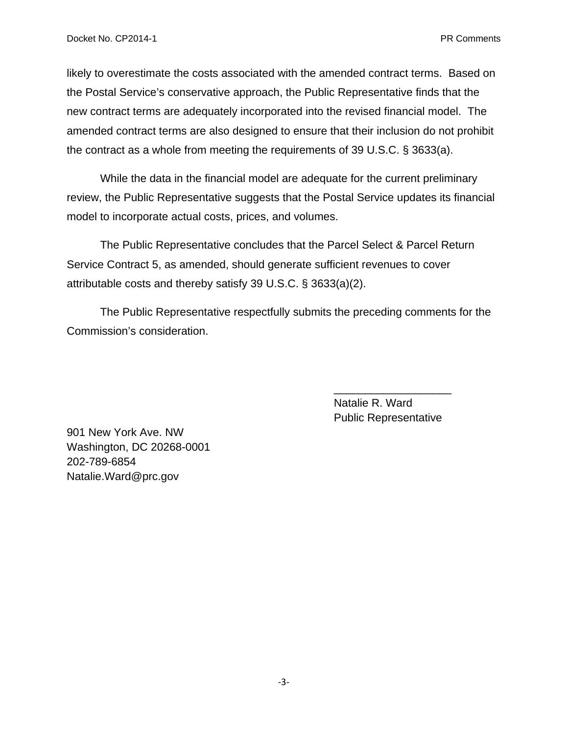likely to overestimate the costs associated with the amended contract terms. Based on the Postal Service's conservative approach, the Public Representative finds that the new contract terms are adequately incorporated into the revised financial model. The amended contract terms are also designed to ensure that their inclusion do not prohibit the contract as a whole from meeting the requirements of 39 U.S.C. § 3633(a).

While the data in the financial model are adequate for the current preliminary review, the Public Representative suggests that the Postal Service updates its financial model to incorporate actual costs, prices, and volumes.

The Public Representative concludes that the Parcel Select & Parcel Return Service Contract 5, as amended, should generate sufficient revenues to cover attributable costs and thereby satisfy 39 U.S.C. § 3633(a)(2).

The Public Representative respectfully submits the preceding comments for the Commission's consideration.

\_\_\_\_\_\_\_\_\_\_\_\_\_\_\_\_\_\_\_\_
Natalie R. Ward
Public Representative

901 New York Ave. NW
Washington, DC 20268-0001
202-789-6854
Natalie.Ward@prc.gov